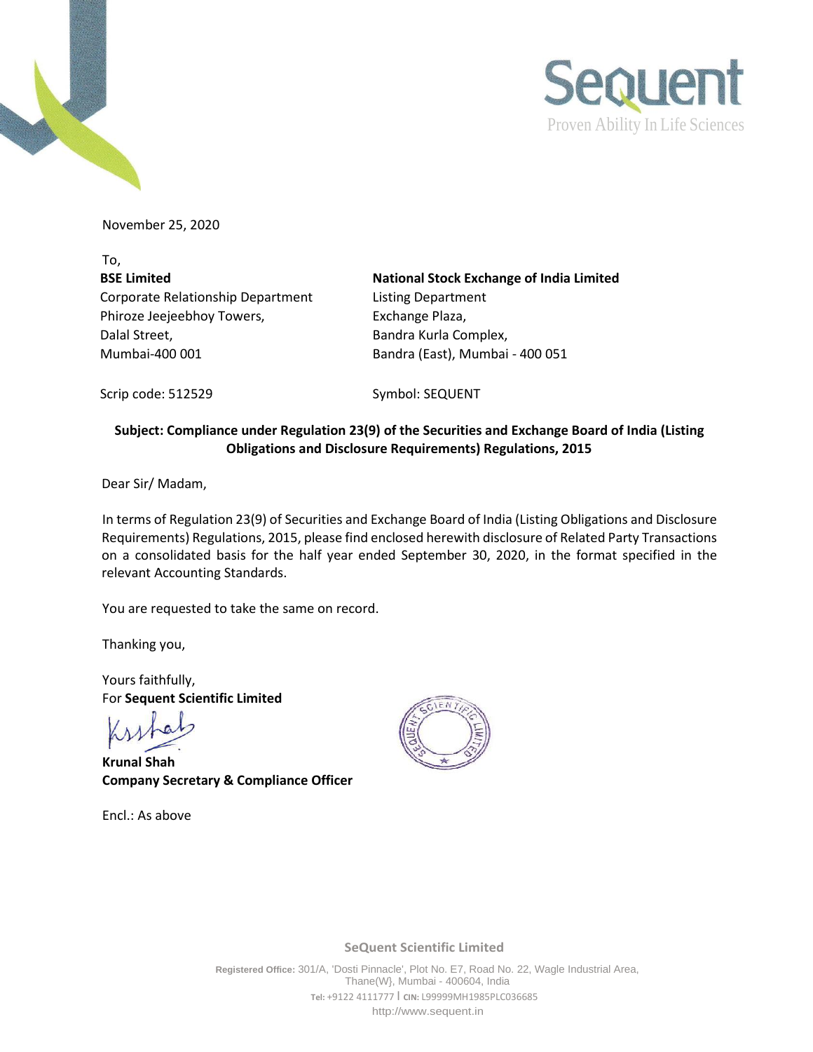November 25, 2020

To,

| **BSE Limited** | **National Stock Exchange of India Limited** |
|---|---|
| Corporate Relationship Department | Listing Department |
| Phiroze Jeejeebhoy Towers, | Exchange Plaza, |
| Dalal Street, | Bandra Kurla Complex, |
| Mumbai-400 001 | Bandra (East), Mumbai - 400 051 |
| Scrip code: 512529 | Symbol: SEQUENT |

**Subject: Compliance under Regulation 23(9) of the Securities and Exchange Board of India (Listing Obligations and Disclosure Requirements) Regulations, 2015**

Dear Sir/ Madam,

In terms of Regulation 23(9) of Securities and Exchange Board of India (Listing Obligations and Disclosure Requirements) Regulations, 2015, please find enclosed herewith disclosure of Related Party Transactions on a consolidated basis for the half year ended September 30, 2020, in the format specified in the relevant Accounting Standards.

You are requested to take the same on record.

Thanking you,

Yours faithfully,
For **Sequent Scientific Limited**

**Krunal Shah**
**Company Secretary & Compliance Officer**

Encl.: As above

**SeQuent Scientific Limited**

**Registered Office:** 301/A, 'Dosti Pinnacle', Plot No. E7, Road No. 22, Wagle Industrial Area, Thane(W}, Mumbai - 400604, India
**Tel:** +9122 4111777 | **CIN:** L99999MH1985PLC036685
http://www.sequent.in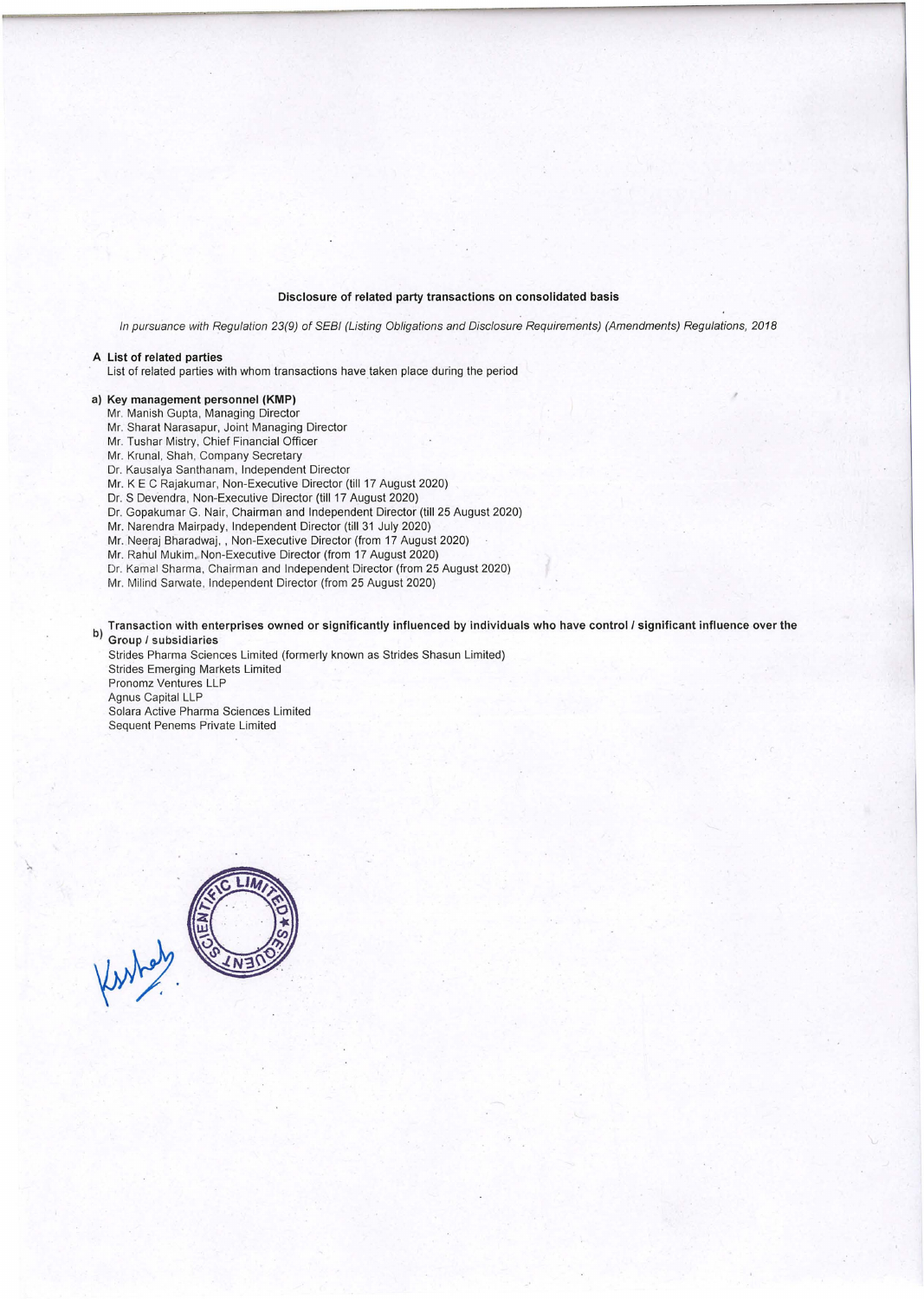**Disclosure of related party transactions on consolidated basis**

*In pursuance with Regulation 23(9) of SEBI (Listing Obligations and Disclosure Requirements) (Amendments) Regulations, 2018*

**A List of related parties**

List of related parties with whom transactions have taken place during the period

**a) Key management personnel (KMP)**

Mr. Manish Gupta, Managing Director
Mr. Sharat Narasapur, Joint Managing Director
Mr. Tushar Mistry, Chief Financial Officer
Mr. Krunal, Shah, Company Secretary
Dr. Kausalya Santhanam, Independent Director
Mr. K E C Rajakumar, Non-Executive Director (till 17 August 2020)
Dr. S Devendra, Non-Executive Director (till 17 August 2020)
Dr. Gopakumar G. Nair, Chairman and Independent Director (till 25 August 2020)
Mr. Narendra Mairpady, Independent Director (till 31 July 2020)
Mr. Neeraj Bharadwaj, , Non-Executive Director (from 17 August 2020)
Mr. Rahul Mukim, Non-Executive Director (from 17 August 2020)
Dr. Kamal Sharma, Chairman and Independent Director (from 25 August 2020)
Mr. Milind Sarwate, Independent Director (from 25 August 2020)

**b) Transaction with enterprises owned or significantly influenced by individuals who have control / significant influence over the Group / subsidiaries**

Strides Pharma Sciences Limited (formerly known as Strides Shasun Limited)
Strides Emerging Markets Limited
Pronomz Ventures LLP
Agnus Capital LLP
Solara Active Pharma Sciences Limited
Sequent Penems Private Limited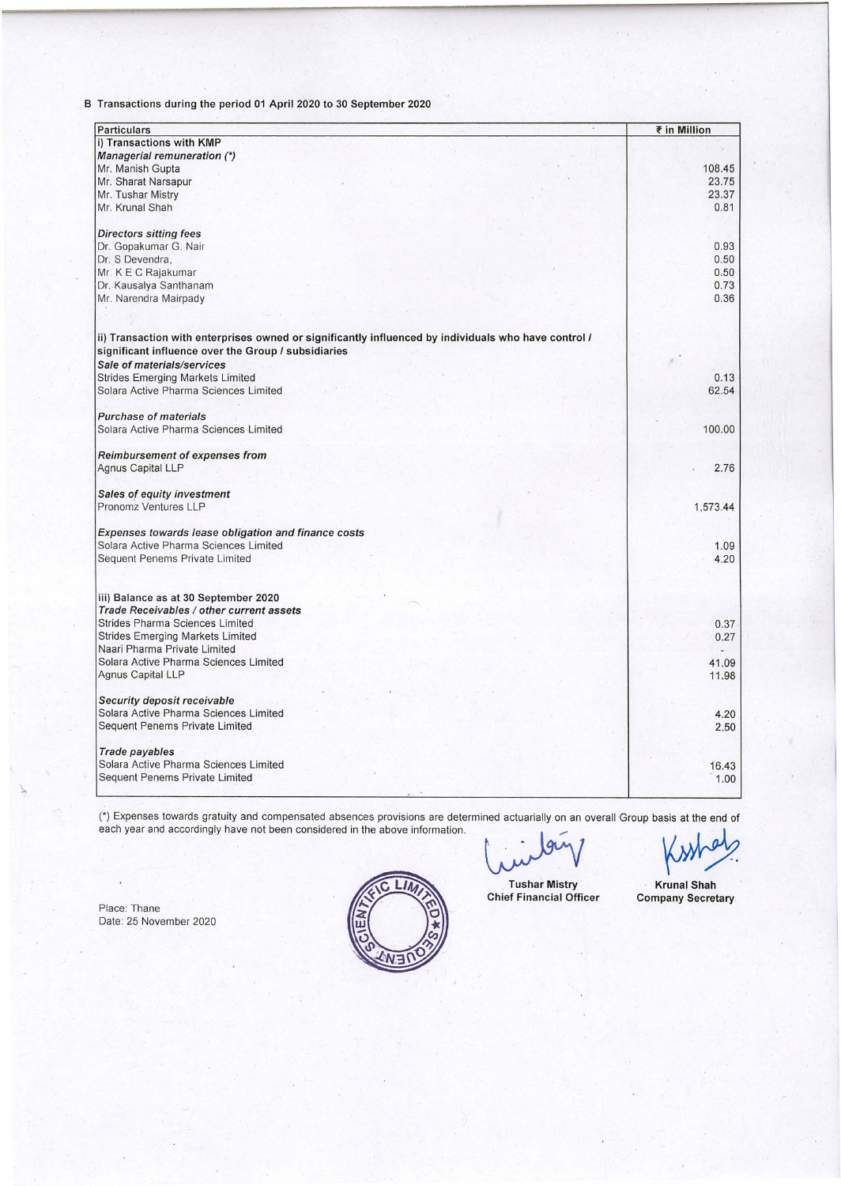B Transactions during the period 01 April 2020 to 30 September 2020

| Particulars | ₹ in Million |
|---|---|
| **i) Transactions with KMP** | |
| ***Managerial remuneration (*)*** | |
| Mr. Manish Gupta | 108.45 |
| Mr. Sharat Narsapur | 23.75 |
| Mr. Tushar Mistry | 23.37 |
| Mr. Krunal Shah | 0.81 |
| | |
| ***Directors sitting fees*** | |
| Dr. Gopakumar G. Nair | 0.93 |
| Dr. S Devendra, | 0.50 |
| Mr. K E C Rajakumar | 0.50 |
| Dr. Kausalya Santhanam | 0.73 |
| Mr. Narendra Mairpady | 0.36 |
| | |
| **ii) Transaction with enterprises owned or significantly influenced by individuals who have control / significant influence over the Group / subsidiaries** | |
| ***Sale of materials/services*** | |
| Strides Emerging Markets Limited | 0.13 |
| Solara Active Pharma Sciences Limited | 62.54 |
| | |
| ***Purchase of materials*** | |
| Solara Active Pharma Sciences Limited | 100.00 |
| | |
| ***Reimbursement of expenses from*** | |
| Agnus Capital LLP | 2.76 |
| | |
| ***Sales of equity investment*** | |
| Pronomz Ventures LLP | 1,573.44 |
| | |
| ***Expenses towards lease obligation and finance costs*** | |
| Solara Active Pharma Sciences Limited | 1.09 |
| Sequent Penems Private Limited | 4.20 |
| | |
| **iii) Balance as at 30 September 2020** | |
| ***Trade Receivables / other current assets*** | |
| Strides Pharma Sciences Limited | 0.37 |
| Strides Emerging Markets Limited | 0.27 |
| Naari Pharma Private Limited | - |
| Solara Active Pharma Sciences Limited | 41.09 |
| Agnus Capital LLP | 11.98 |
| | |
| ***Security deposit receivable*** | |
| Solara Active Pharma Sciences Limited | 4.20 |
| Sequent Penems Private Limited | 2.50 |
| | |
| ***Trade payables*** | |
| Solara Active Pharma Sciences Limited | 16.43 |
| Sequent Penems Private Limited | 1.00 |

(*) Expenses towards gratuity and compensated absences provisions are determined actuarially on an overall Group basis at the end of each year and accordingly have not been considered in the above information.

**Tushar Mistry**
**Chief Financial Officer**

**Krunal Shah**
**Company Secretary**

Place: Thane
Date: 25 November 2020